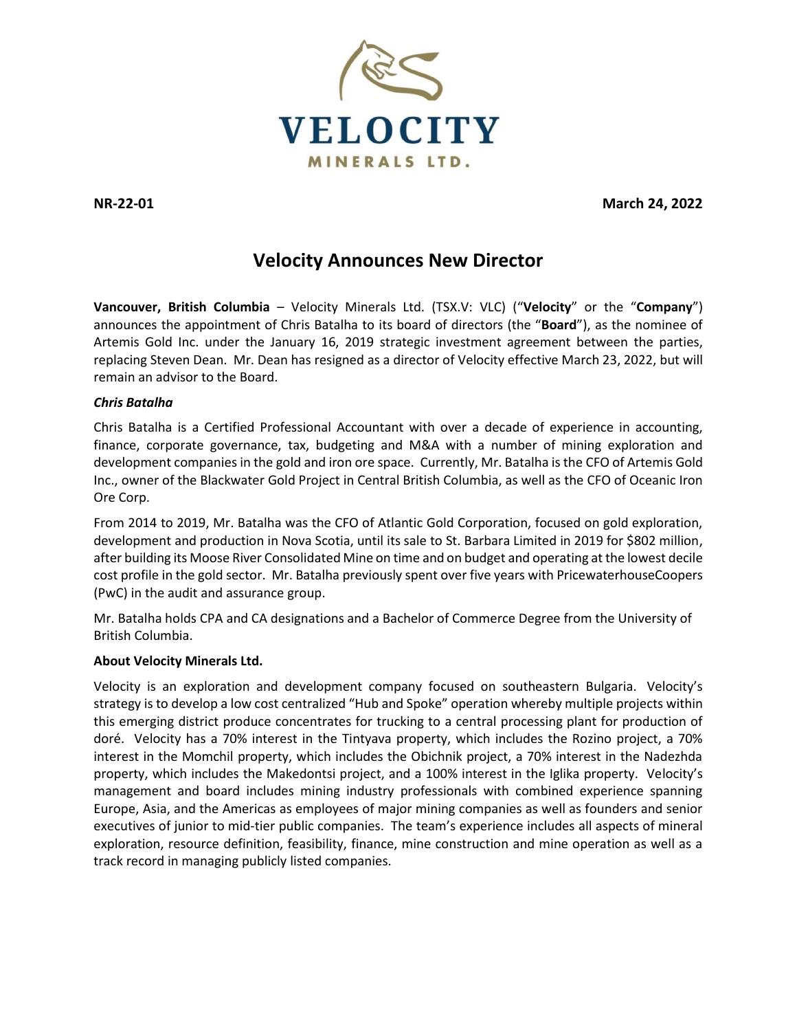NR-22-01 **March 24, 2022**

# Velocity Announces New Director

**Vancouver, British Columbia** – Velocity Minerals Ltd. (TSX.V: VLC) ("**Velocity**" or the "**Company**") announces the appointment of Chris Batalha to its board of directors (the "**Board**"), as the nominee of Artemis Gold Inc. under the January 16, 2019 strategic investment agreement between the parties, replacing Steven Dean. Mr. Dean has resigned as a director of Velocity effective March 23, 2022, but will remain an advisor to the Board.

***Chris Batalha***

Chris Batalha is a Certified Professional Accountant with over a decade of experience in accounting, finance, corporate governance, tax, budgeting and M&A with a number of mining exploration and development companies in the gold and iron ore space. Currently, Mr. Batalha is the CFO of Artemis Gold Inc., owner of the Blackwater Gold Project in Central British Columbia, as well as the CFO of Oceanic Iron Ore Corp.

From 2014 to 2019, Mr. Batalha was the CFO of Atlantic Gold Corporation, focused on gold exploration, development and production in Nova Scotia, until its sale to St. Barbara Limited in 2019 for $802 million, after building its Moose River Consolidated Mine on time and on budget and operating at the lowest decile cost profile in the gold sector. Mr. Batalha previously spent over five years with PricewaterhouseCoopers (PwC) in the audit and assurance group.

Mr. Batalha holds CPA and CA designations and a Bachelor of Commerce Degree from the University of British Columbia.

**About Velocity Minerals Ltd.**

Velocity is an exploration and development company focused on southeastern Bulgaria. Velocity's strategy is to develop a low cost centralized "Hub and Spoke" operation whereby multiple projects within this emerging district produce concentrates for trucking to a central processing plant for production of doré. Velocity has a 70% interest in the Tintyava property, which includes the Rozino project, a 70% interest in the Momchil property, which includes the Obichnik project, a 70% interest in the Nadezhda property, which includes the Makedontsi project, and a 100% interest in the Iglika property. Velocity's management and board includes mining industry professionals with combined experience spanning Europe, Asia, and the Americas as employees of major mining companies as well as founders and senior executives of junior to mid-tier public companies. The team's experience includes all aspects of mineral exploration, resource definition, feasibility, finance, mine construction and mine operation as well as a track record in managing publicly listed companies.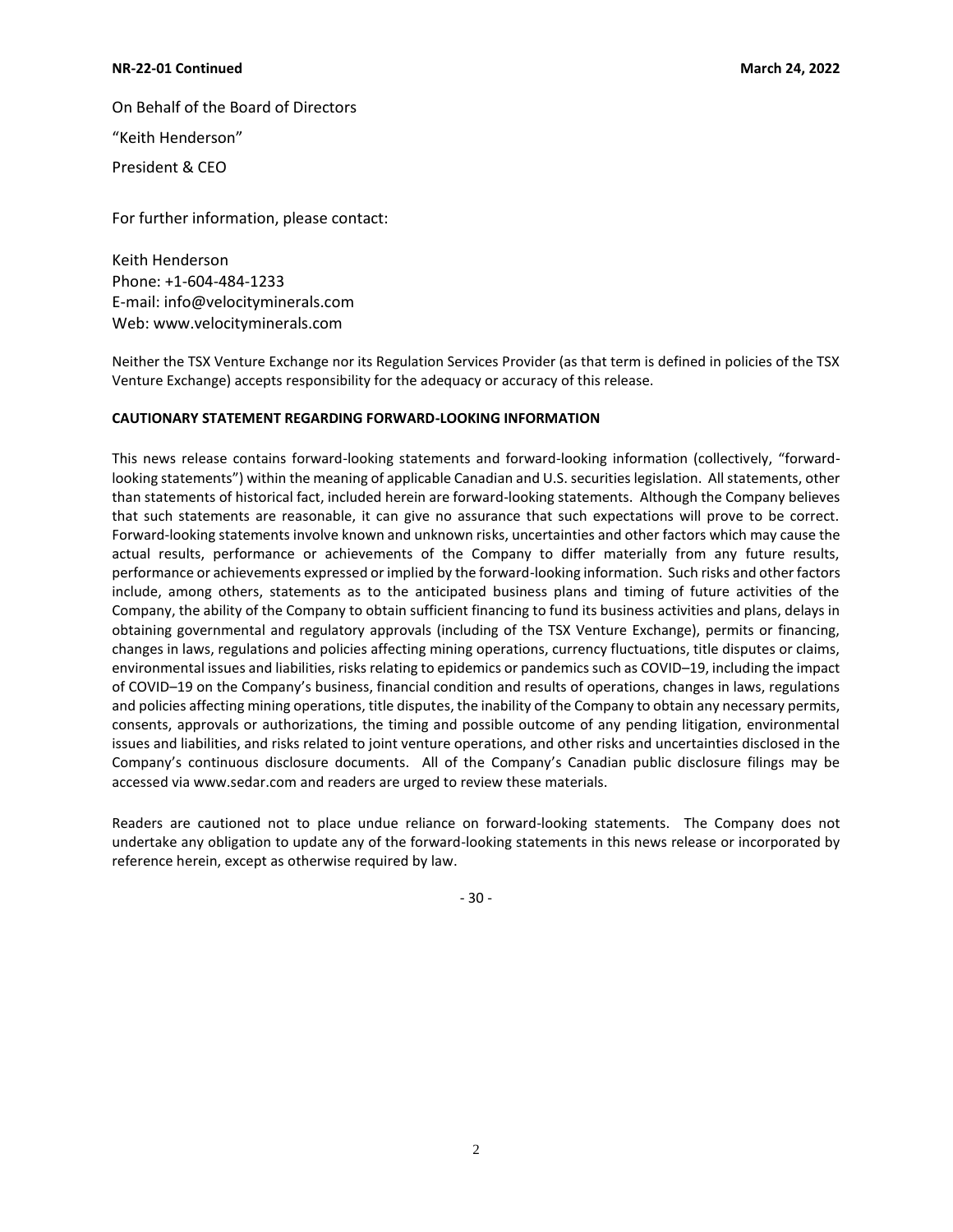On Behalf of the Board of Directors

"Keith Henderson"

President & CEO

For further information, please contact:

Keith Henderson
Phone: +1-604-484-1233
E-mail: info@velocityminerals.com
Web: www.velocityminerals.com

Neither the TSX Venture Exchange nor its Regulation Services Provider (as that term is defined in policies of the TSX Venture Exchange) accepts responsibility for the adequacy or accuracy of this release.

**CAUTIONARY STATEMENT REGARDING FORWARD-LOOKING INFORMATION**

This news release contains forward-looking statements and forward-looking information (collectively, "forward-looking statements") within the meaning of applicable Canadian and U.S. securities legislation. All statements, other than statements of historical fact, included herein are forward-looking statements. Although the Company believes that such statements are reasonable, it can give no assurance that such expectations will prove to be correct. Forward-looking statements involve known and unknown risks, uncertainties and other factors which may cause the actual results, performance or achievements of the Company to differ materially from any future results, performance or achievements expressed or implied by the forward-looking information. Such risks and other factors include, among others, statements as to the anticipated business plans and timing of future activities of the Company, the ability of the Company to obtain sufficient financing to fund its business activities and plans, delays in obtaining governmental and regulatory approvals (including of the TSX Venture Exchange), permits or financing, changes in laws, regulations and policies affecting mining operations, currency fluctuations, title disputes or claims, environmental issues and liabilities, risks relating to epidemics or pandemics such as COVID–19, including the impact of COVID–19 on the Company's business, financial condition and results of operations, changes in laws, regulations and policies affecting mining operations, title disputes, the inability of the Company to obtain any necessary permits, consents, approvals or authorizations, the timing and possible outcome of any pending litigation, environmental issues and liabilities, and risks related to joint venture operations, and other risks and uncertainties disclosed in the Company's continuous disclosure documents. All of the Company's Canadian public disclosure filings may be accessed via www.sedar.com and readers are urged to review these materials.

Readers are cautioned not to place undue reliance on forward-looking statements. The Company does not undertake any obligation to update any of the forward-looking statements in this news release or incorporated by reference herein, except as otherwise required by law.

- 30 -